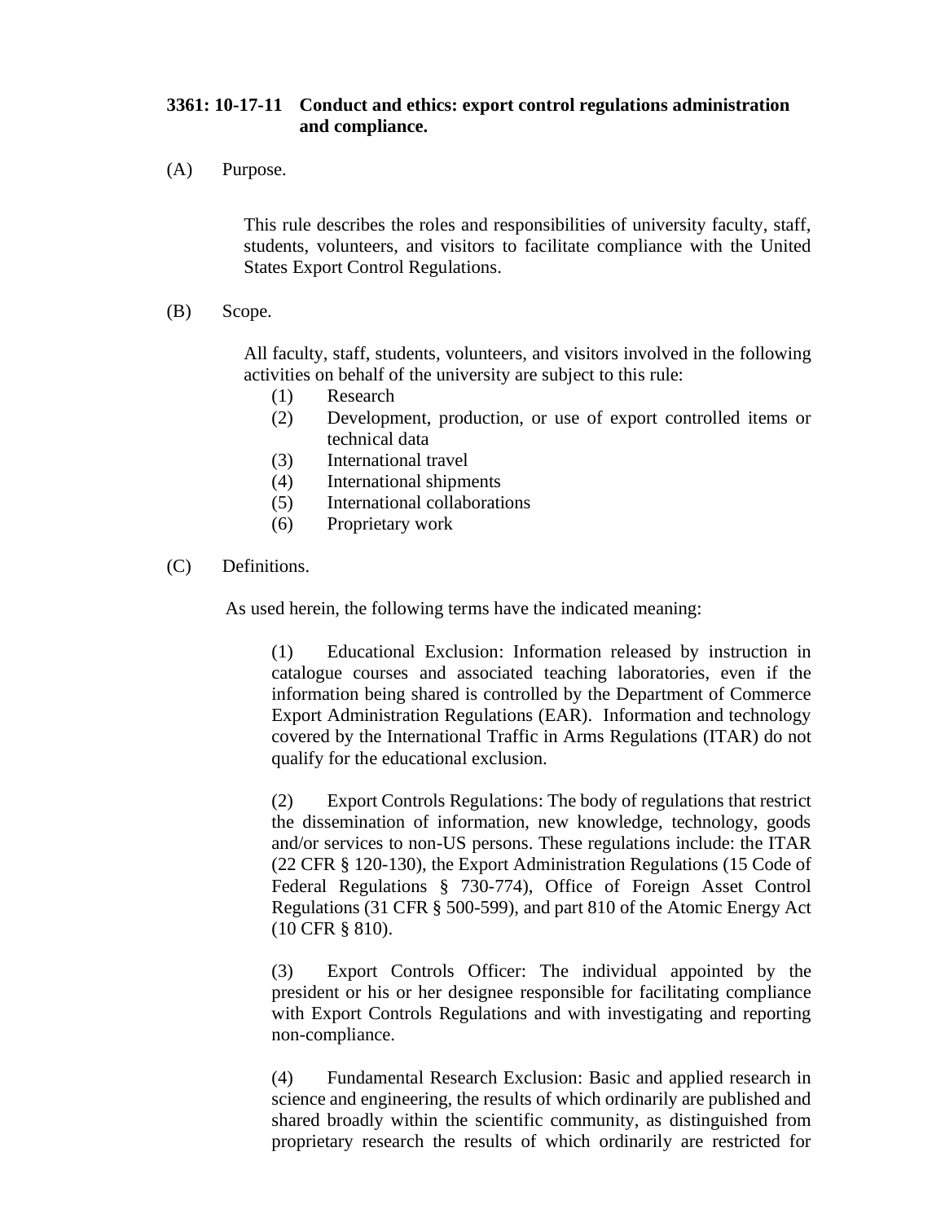**3361: 10-17-11 Conduct and ethics: export control regulations administration and compliance.**

(A) Purpose.

This rule describes the roles and responsibilities of university faculty, staff, students, volunteers, and visitors to facilitate compliance with the United States Export Control Regulations.

(B) Scope.

All faculty, staff, students, volunteers, and visitors involved in the following activities on behalf of the university are subject to this rule:

(1) Research
(2) Development, production, or use of export controlled items or technical data
(3) International travel
(4) International shipments
(5) International collaborations
(6) Proprietary work

(C) Definitions.

As used herein, the following terms have the indicated meaning:

(1) Educational Exclusion: Information released by instruction in catalogue courses and associated teaching laboratories, even if the information being shared is controlled by the Department of Commerce Export Administration Regulations (EAR). Information and technology covered by the International Traffic in Arms Regulations (ITAR) do not qualify for the educational exclusion.

(2) Export Controls Regulations: The body of regulations that restrict the dissemination of information, new knowledge, technology, goods and/or services to non-US persons. These regulations include: the ITAR (22 CFR § 120-130), the Export Administration Regulations (15 Code of Federal Regulations § 730-774), Office of Foreign Asset Control Regulations (31 CFR § 500-599), and part 810 of the Atomic Energy Act (10 CFR § 810).

(3) Export Controls Officer: The individual appointed by the president or his or her designee responsible for facilitating compliance with Export Controls Regulations and with investigating and reporting non-compliance.

(4) Fundamental Research Exclusion: Basic and applied research in science and engineering, the results of which ordinarily are published and shared broadly within the scientific community, as distinguished from proprietary research the results of which ordinarily are restricted for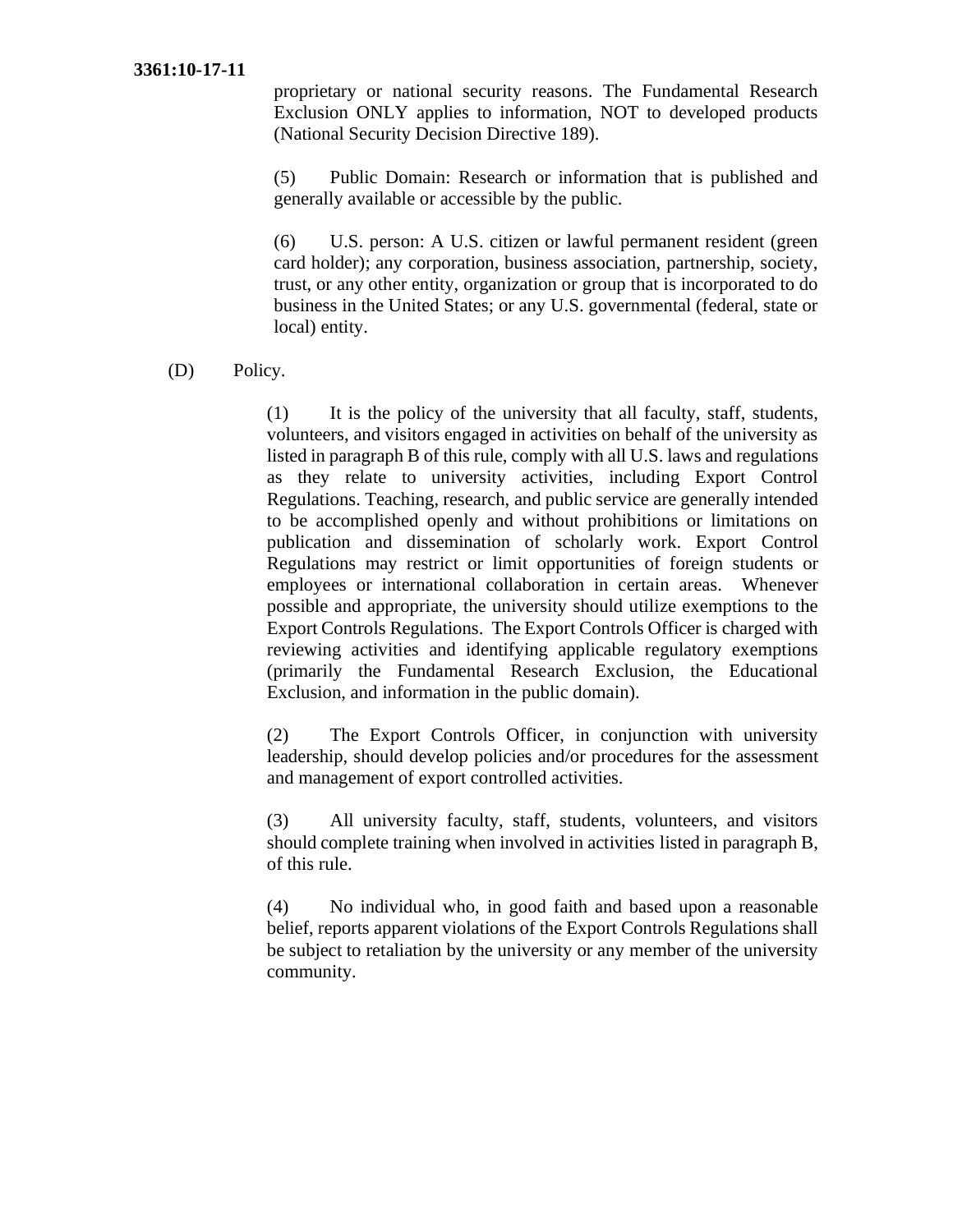proprietary or national security reasons. The Fundamental Research Exclusion ONLY applies to information, NOT to developed products (National Security Decision Directive 189).

(5) Public Domain: Research or information that is published and generally available or accessible by the public.

(6) U.S. person: A U.S. citizen or lawful permanent resident (green card holder); any corporation, business association, partnership, society, trust, or any other entity, organization or group that is incorporated to do business in the United States; or any U.S. governmental (federal, state or local) entity.

(D) Policy.

(1) It is the policy of the university that all faculty, staff, students, volunteers, and visitors engaged in activities on behalf of the university as listed in paragraph B of this rule, comply with all U.S. laws and regulations as they relate to university activities, including Export Control Regulations. Teaching, research, and public service are generally intended to be accomplished openly and without prohibitions or limitations on publication and dissemination of scholarly work. Export Control Regulations may restrict or limit opportunities of foreign students or employees or international collaboration in certain areas. Whenever possible and appropriate, the university should utilize exemptions to the Export Controls Regulations. The Export Controls Officer is charged with reviewing activities and identifying applicable regulatory exemptions (primarily the Fundamental Research Exclusion, the Educational Exclusion, and information in the public domain).

(2) The Export Controls Officer, in conjunction with university leadership, should develop policies and/or procedures for the assessment and management of export controlled activities.

(3) All university faculty, staff, students, volunteers, and visitors should complete training when involved in activities listed in paragraph B, of this rule.

(4) No individual who, in good faith and based upon a reasonable belief, reports apparent violations of the Export Controls Regulations shall be subject to retaliation by the university or any member of the university community.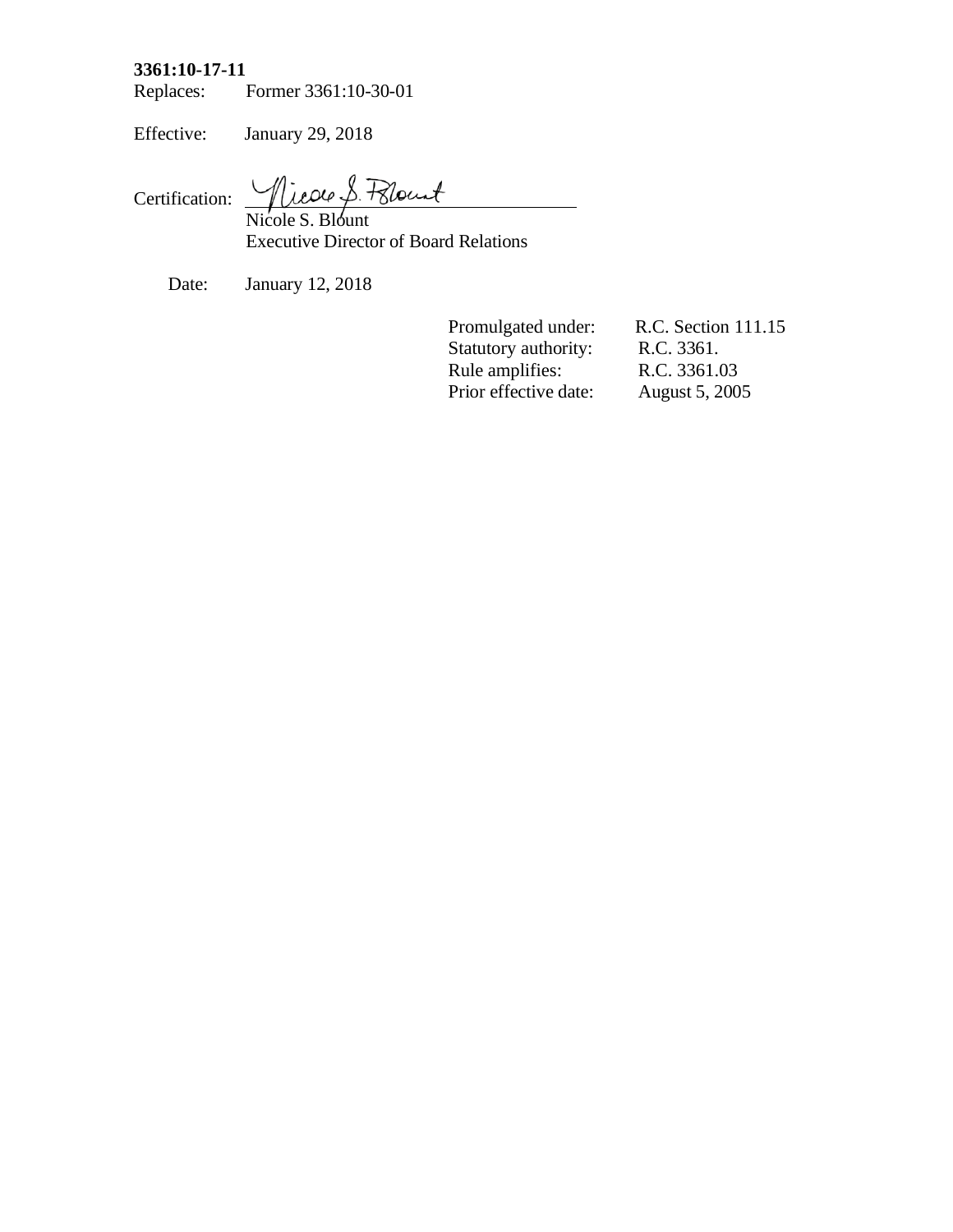**3361:10-17-11**

Replaces: Former 3361:10-30-01

Effective: January 29, 2018

Certification: Nicole S. Blount

Nicole S. Blount
Executive Director of Board Relations

Date: January 12, 2018

| | |
|---|---|
| Promulgated under: | R.C. Section 111.15 |
| Statutory authority: | R.C. 3361. |
| Rule amplifies: | R.C. 3361.03 |
| Prior effective date: | August 5, 2005 |